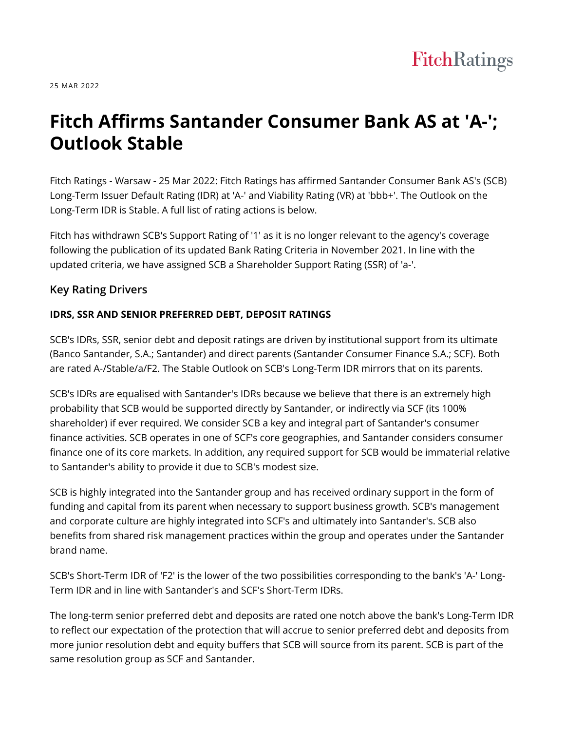25 MAR 2022

# Fitch Affirms Santander Consumer Bank AS at 'A-'; Outlook Stable

Fitch Ratings - Warsaw - 25 Mar 2022: Fitch Ratings has affirmed Santander Consumer Bank AS's (SCB) Long-Term Issuer Default Rating (IDR) at 'A-' and Viability Rating (VR) at 'bbb+'. The Outlook on the Long-Term IDR is Stable. A full list of rating actions is below.

Fitch has withdrawn SCB's Support Rating of '1' as it is no longer relevant to the agency's coverage following the publication of its updated Bank Rating Criteria in November 2021. In line with the updated criteria, we have assigned SCB a Shareholder Support Rating (SSR) of 'a-'.

## Key Rating Drivers

**IDRS, SSR AND SENIOR PREFERRED DEBT, DEPOSIT RATINGS**

SCB's IDRs, SSR, senior debt and deposit ratings are driven by institutional support from its ultimate (Banco Santander, S.A.; Santander) and direct parents (Santander Consumer Finance S.A.; SCF). Both are rated A-/Stable/a/F2. The Stable Outlook on SCB's Long-Term IDR mirrors that on its parents.

SCB's IDRs are equalised with Santander's IDRs because we believe that there is an extremely high probability that SCB would be supported directly by Santander, or indirectly via SCF (its 100% shareholder) if ever required. We consider SCB a key and integral part of Santander's consumer finance activities. SCB operates in one of SCF's core geographies, and Santander considers consumer finance one of its core markets. In addition, any required support for SCB would be immaterial relative to Santander's ability to provide it due to SCB's modest size.

SCB is highly integrated into the Santander group and has received ordinary support in the form of funding and capital from its parent when necessary to support business growth. SCB's management and corporate culture are highly integrated into SCF's and ultimately into Santander's. SCB also benefits from shared risk management practices within the group and operates under the Santander brand name.

SCB's Short-Term IDR of 'F2' is the lower of the two possibilities corresponding to the bank's 'A-' Long-Term IDR and in line with Santander's and SCF's Short-Term IDRs.

The long-term senior preferred debt and deposits are rated one notch above the bank's Long-Term IDR to reflect our expectation of the protection that will accrue to senior preferred debt and deposits from more junior resolution debt and equity buffers that SCB will source from its parent. SCB is part of the same resolution group as SCF and Santander.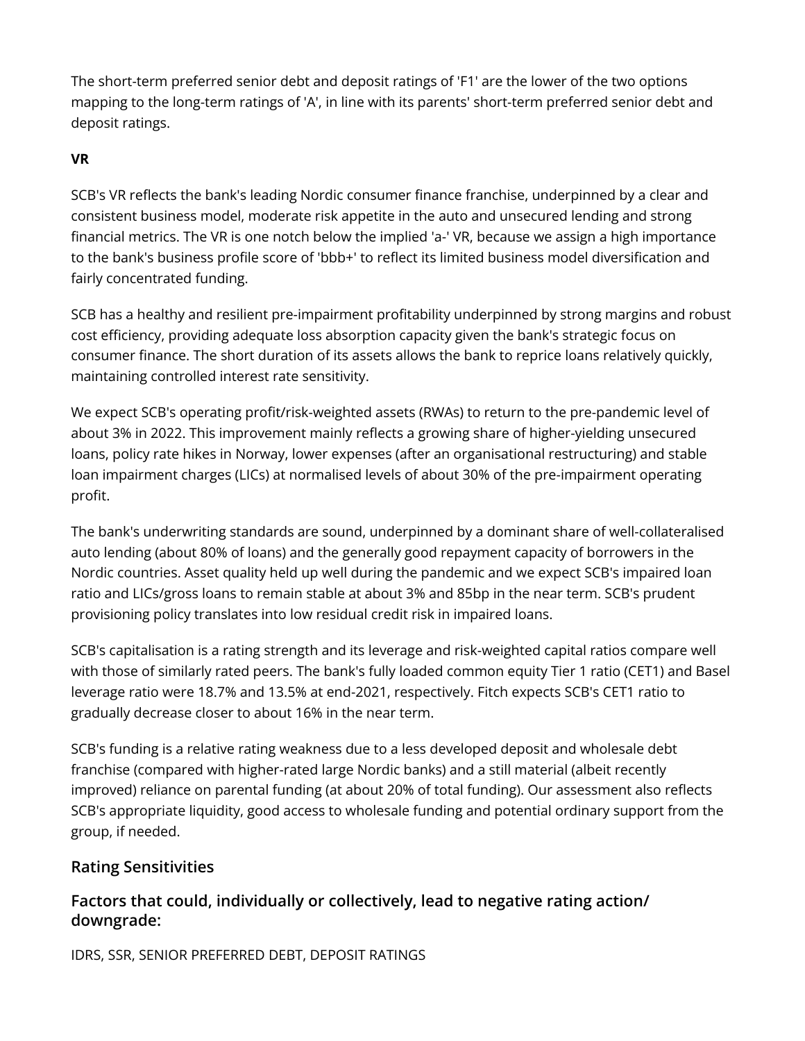The short-term preferred senior debt and deposit ratings of 'F1' are the lower of the two options mapping to the long-term ratings of 'A', in line with its parents' short-term preferred senior debt and deposit ratings.

**VR**

SCB's VR reflects the bank's leading Nordic consumer finance franchise, underpinned by a clear and consistent business model, moderate risk appetite in the auto and unsecured lending and strong financial metrics. The VR is one notch below the implied 'a-' VR, because we assign a high importance to the bank's business profile score of 'bbb+' to reflect its limited business model diversification and fairly concentrated funding.

SCB has a healthy and resilient pre-impairment profitability underpinned by strong margins and robust cost efficiency, providing adequate loss absorption capacity given the bank's strategic focus on consumer finance. The short duration of its assets allows the bank to reprice loans relatively quickly, maintaining controlled interest rate sensitivity.

We expect SCB's operating profit/risk-weighted assets (RWAs) to return to the pre-pandemic level of about 3% in 2022. This improvement mainly reflects a growing share of higher-yielding unsecured loans, policy rate hikes in Norway, lower expenses (after an organisational restructuring) and stable loan impairment charges (LICs) at normalised levels of about 30% of the pre-impairment operating profit.

The bank's underwriting standards are sound, underpinned by a dominant share of well-collateralised auto lending (about 80% of loans) and the generally good repayment capacity of borrowers in the Nordic countries. Asset quality held up well during the pandemic and we expect SCB's impaired loan ratio and LICs/gross loans to remain stable at about 3% and 85bp in the near term. SCB's prudent provisioning policy translates into low residual credit risk in impaired loans.

SCB's capitalisation is a rating strength and its leverage and risk-weighted capital ratios compare well with those of similarly rated peers. The bank's fully loaded common equity Tier 1 ratio (CET1) and Basel leverage ratio were 18.7% and 13.5% at end-2021, respectively. Fitch expects SCB's CET1 ratio to gradually decrease closer to about 16% in the near term.

SCB's funding is a relative rating weakness due to a less developed deposit and wholesale debt franchise (compared with higher-rated large Nordic banks) and a still material (albeit recently improved) reliance on parental funding (at about 20% of total funding). Our assessment also reflects SCB's appropriate liquidity, good access to wholesale funding and potential ordinary support from the group, if needed.

## Rating Sensitivities

### Factors that could, individually or collectively, lead to negative rating action/ downgrade:

IDRS, SSR, SENIOR PREFERRED DEBT, DEPOSIT RATINGS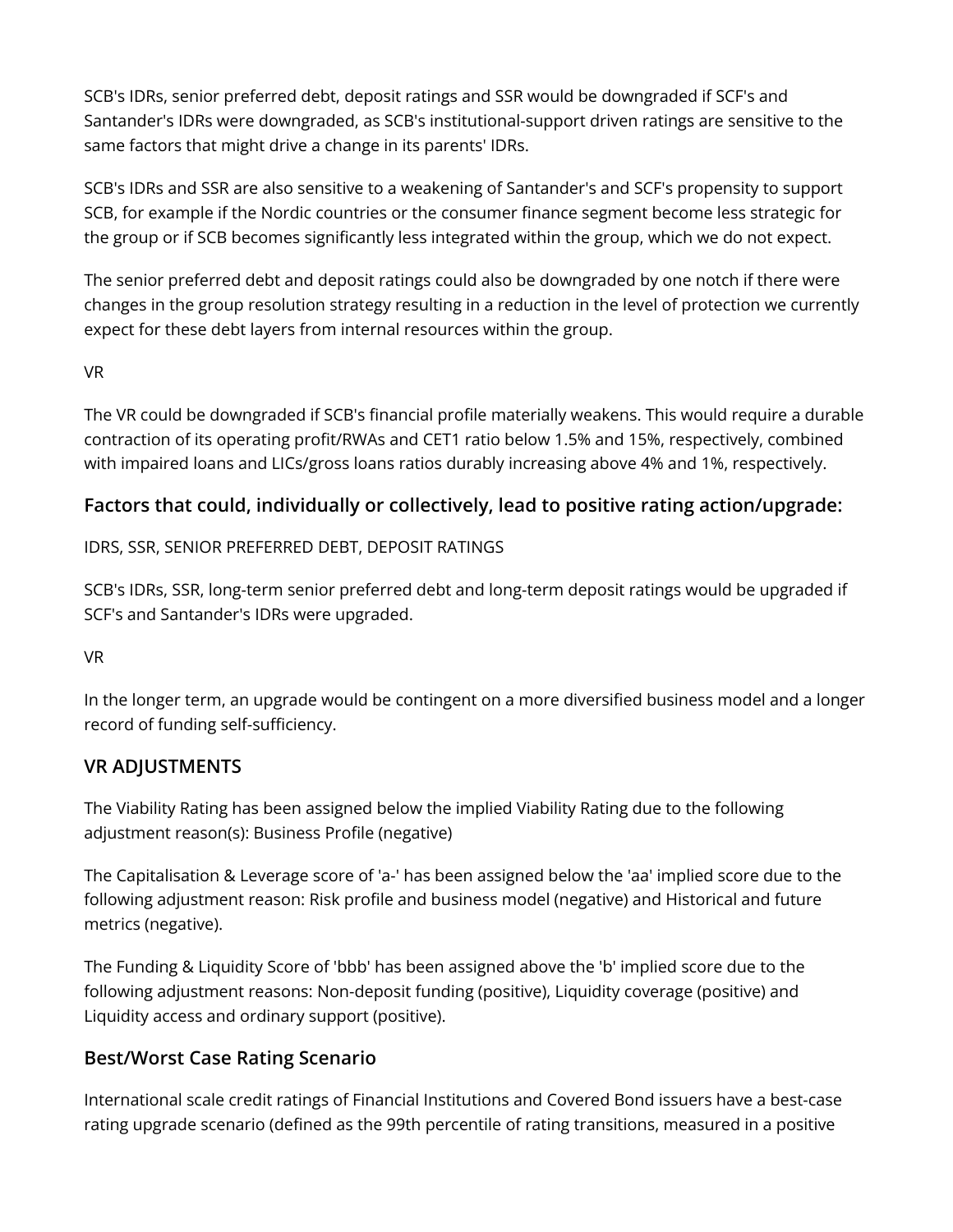SCB's IDRs, senior preferred debt, deposit ratings and SSR would be downgraded if SCF's and Santander's IDRs were downgraded, as SCB's institutional-support driven ratings are sensitive to the same factors that might drive a change in its parents' IDRs.

SCB's IDRs and SSR are also sensitive to a weakening of Santander's and SCF's propensity to support SCB, for example if the Nordic countries or the consumer finance segment become less strategic for the group or if SCB becomes significantly less integrated within the group, which we do not expect.

The senior preferred debt and deposit ratings could also be downgraded by one notch if there were changes in the group resolution strategy resulting in a reduction in the level of protection we currently expect for these debt layers from internal resources within the group.

VR

The VR could be downgraded if SCB's financial profile materially weakens. This would require a durable contraction of its operating profit/RWAs and CET1 ratio below 1.5% and 15%, respectively, combined with impaired loans and LICs/gross loans ratios durably increasing above 4% and 1%, respectively.

### Factors that could, individually or collectively, lead to positive rating action/upgrade:

IDRS, SSR, SENIOR PREFERRED DEBT, DEPOSIT RATINGS

SCB's IDRs, SSR, long-term senior preferred debt and long-term deposit ratings would be upgraded if SCF's and Santander's IDRs were upgraded.

VR

In the longer term, an upgrade would be contingent on a more diversified business model and a longer record of funding self-sufficiency.

### VR ADJUSTMENTS

The Viability Rating has been assigned below the implied Viability Rating due to the following adjustment reason(s): Business Profile (negative)

The Capitalisation & Leverage score of 'a-' has been assigned below the 'aa' implied score due to the following adjustment reason: Risk profile and business model (negative) and Historical and future metrics (negative).

The Funding & Liquidity Score of 'bbb' has been assigned above the 'b' implied score due to the following adjustment reasons: Non-deposit funding (positive), Liquidity coverage (positive) and Liquidity access and ordinary support (positive).

### Best/Worst Case Rating Scenario

International scale credit ratings of Financial Institutions and Covered Bond issuers have a best-case rating upgrade scenario (defined as the 99th percentile of rating transitions, measured in a positive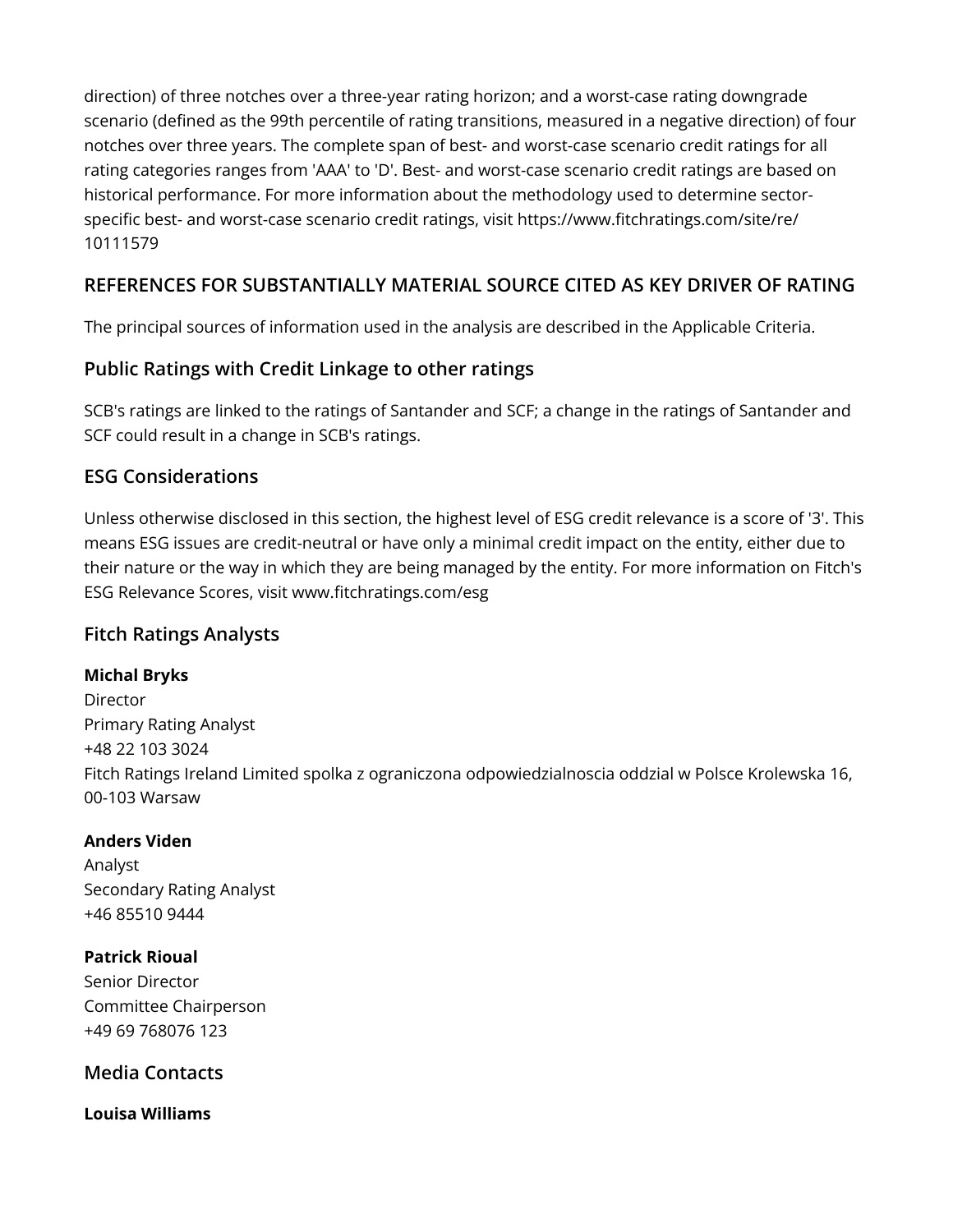direction) of three notches over a three-year rating horizon; and a worst-case rating downgrade scenario (defined as the 99th percentile of rating transitions, measured in a negative direction) of four notches over three years. The complete span of best- and worst-case scenario credit ratings for all rating categories ranges from 'AAA' to 'D'. Best- and worst-case scenario credit ratings are based on historical performance. For more information about the methodology used to determine sector-specific best- and worst-case scenario credit ratings, visit https://www.fitchratings.com/site/re/10111579

## REFERENCES FOR SUBSTANTIALLY MATERIAL SOURCE CITED AS KEY DRIVER OF RATING

The principal sources of information used in the analysis are described in the Applicable Criteria.

## Public Ratings with Credit Linkage to other ratings

SCB's ratings are linked to the ratings of Santander and SCF; a change in the ratings of Santander and SCF could result in a change in SCB's ratings.

## ESG Considerations

Unless otherwise disclosed in this section, the highest level of ESG credit relevance is a score of '3'. This means ESG issues are credit-neutral or have only a minimal credit impact on the entity, either due to their nature or the way in which they are being managed by the entity. For more information on Fitch's ESG Relevance Scores, visit www.fitchratings.com/esg

## Fitch Ratings Analysts

**Michal Bryks**
Director
Primary Rating Analyst
+48 22 103 3024
Fitch Ratings Ireland Limited spolka z ograniczona odpowiedzialnoscia oddzial w Polsce Krolewska 16, 00-103 Warsaw

**Anders Viden**
Analyst
Secondary Rating Analyst
+46 85510 9444

**Patrick Rioual**
Senior Director
Committee Chairperson
+49 69 768076 123

## Media Contacts

**Louisa Williams**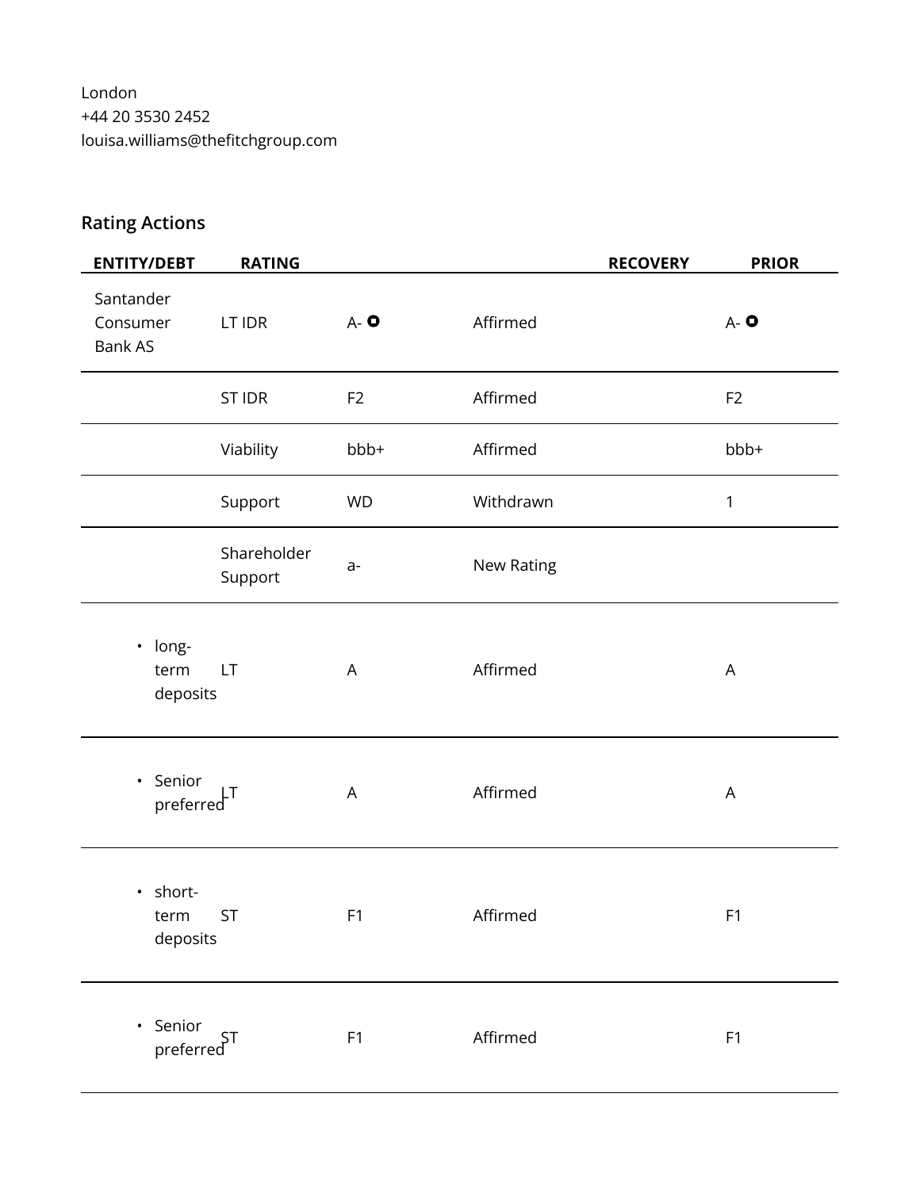London
+44 20 3530 2452
louisa.williams@thefitchgroup.com

## Rating Actions

| ENTITY/DEBT | RATING | | | RECOVERY | PRIOR |
|---|---|---|---|---|---|
| Santander Consumer Bank AS | LT IDR | A- ⭘ | Affirmed | | A- ⭘ |
| | ST IDR | F2 | Affirmed | | F2 |
| | Viability | bbb+ | Affirmed | | bbb+ |
| | Support | WD | Withdrawn | | 1 |
| | Shareholder Support | a- | New Rating | | |
| • long-term deposits | LT | A | Affirmed | | A |
| • Senior preferred | LT | A | Affirmed | | A |
| • short-term deposits | ST | F1 | Affirmed | | F1 |
| • Senior preferred | ST | F1 | Affirmed | | F1 |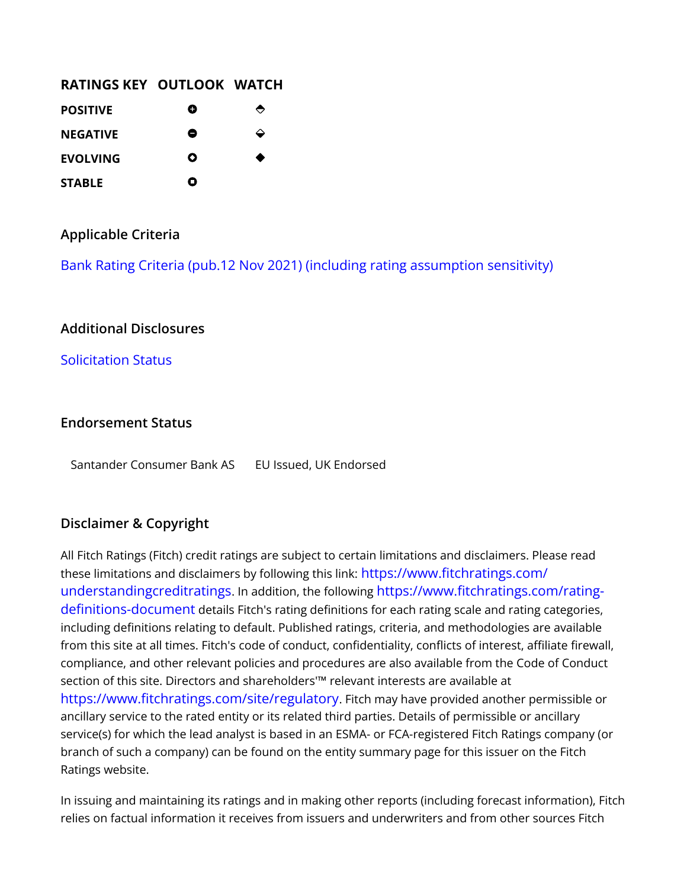| RATINGS KEY | OUTLOOK | WATCH |
| --- | --- | --- |
| **POSITIVE** | ⊕ | ⬘ |
| **NEGATIVE** | ⊖ | ⬙ |
| **EVOLVING** | ○ | ◆ |
| **STABLE** | ◘ | |

## Applicable Criteria

Bank Rating Criteria (pub.12 Nov 2021) (including rating assumption sensitivity)

## Additional Disclosures

Solicitation Status

## Endorsement Status

| | |
| --- | --- |
| Santander Consumer Bank AS | EU Issued, UK Endorsed |

## Disclaimer & Copyright

All Fitch Ratings (Fitch) credit ratings are subject to certain limitations and disclaimers. Please read these limitations and disclaimers by following this link: https://www.fitchratings.com/understandingcreditratings. In addition, the following https://www.fitchratings.com/rating-definitions-document details Fitch's rating definitions for each rating scale and rating categories, including definitions relating to default. Published ratings, criteria, and methodologies are available from this site at all times. Fitch's code of conduct, confidentiality, conflicts of interest, affiliate firewall, compliance, and other relevant policies and procedures are also available from the Code of Conduct section of this site. Directors and shareholders'™ relevant interests are available at https://www.fitchratings.com/site/regulatory. Fitch may have provided another permissible or ancillary service to the rated entity or its related third parties. Details of permissible or ancillary service(s) for which the lead analyst is based in an ESMA- or FCA-registered Fitch Ratings company (or branch of such a company) can be found on the entity summary page for this issuer on the Fitch Ratings website.

In issuing and maintaining its ratings and in making other reports (including forecast information), Fitch relies on factual information it receives from issuers and underwriters and from other sources Fitch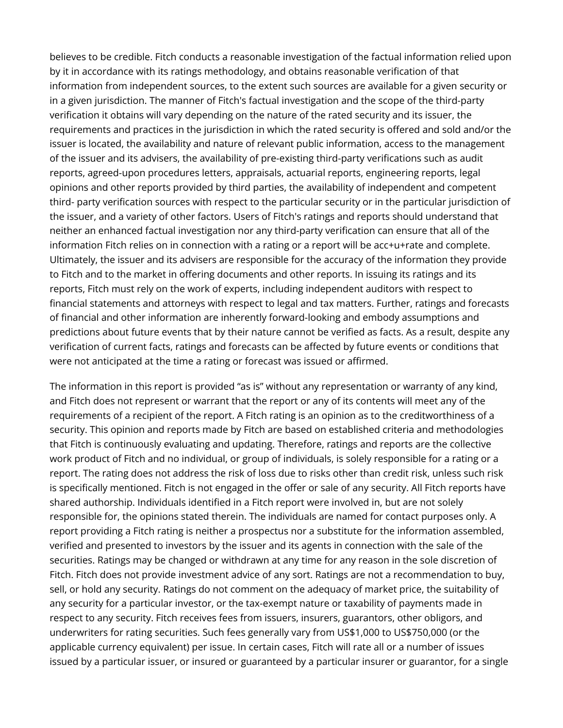believes to be credible. Fitch conducts a reasonable investigation of the factual information relied upon by it in accordance with its ratings methodology, and obtains reasonable verification of that information from independent sources, to the extent such sources are available for a given security or in a given jurisdiction. The manner of Fitch's factual investigation and the scope of the third-party verification it obtains will vary depending on the nature of the rated security and its issuer, the requirements and practices in the jurisdiction in which the rated security is offered and sold and/or the issuer is located, the availability and nature of relevant public information, access to the management of the issuer and its advisers, the availability of pre-existing third-party verifications such as audit reports, agreed-upon procedures letters, appraisals, actuarial reports, engineering reports, legal opinions and other reports provided by third parties, the availability of independent and competent third- party verification sources with respect to the particular security or in the particular jurisdiction of the issuer, and a variety of other factors. Users of Fitch's ratings and reports should understand that neither an enhanced factual investigation nor any third-party verification can ensure that all of the information Fitch relies on in connection with a rating or a report will be acc+u+rate and complete. Ultimately, the issuer and its advisers are responsible for the accuracy of the information they provide to Fitch and to the market in offering documents and other reports. In issuing its ratings and its reports, Fitch must rely on the work of experts, including independent auditors with respect to financial statements and attorneys with respect to legal and tax matters. Further, ratings and forecasts of financial and other information are inherently forward-looking and embody assumptions and predictions about future events that by their nature cannot be verified as facts. As a result, despite any verification of current facts, ratings and forecasts can be affected by future events or conditions that were not anticipated at the time a rating or forecast was issued or affirmed.

The information in this report is provided “as is” without any representation or warranty of any kind, and Fitch does not represent or warrant that the report or any of its contents will meet any of the requirements of a recipient of the report. A Fitch rating is an opinion as to the creditworthiness of a security. This opinion and reports made by Fitch are based on established criteria and methodologies that Fitch is continuously evaluating and updating. Therefore, ratings and reports are the collective work product of Fitch and no individual, or group of individuals, is solely responsible for a rating or a report. The rating does not address the risk of loss due to risks other than credit risk, unless such risk is specifically mentioned. Fitch is not engaged in the offer or sale of any security. All Fitch reports have shared authorship. Individuals identified in a Fitch report were involved in, but are not solely responsible for, the opinions stated therein. The individuals are named for contact purposes only. A report providing a Fitch rating is neither a prospectus nor a substitute for the information assembled, verified and presented to investors by the issuer and its agents in connection with the sale of the securities. Ratings may be changed or withdrawn at any time for any reason in the sole discretion of Fitch. Fitch does not provide investment advice of any sort. Ratings are not a recommendation to buy, sell, or hold any security. Ratings do not comment on the adequacy of market price, the suitability of any security for a particular investor, or the tax-exempt nature or taxability of payments made in respect to any security. Fitch receives fees from issuers, insurers, guarantors, other obligors, and underwriters for rating securities. Such fees generally vary from US$1,000 to US$750,000 (or the applicable currency equivalent) per issue. In certain cases, Fitch will rate all or a number of issues issued by a particular issuer, or insured or guaranteed by a particular insurer or guarantor, for a single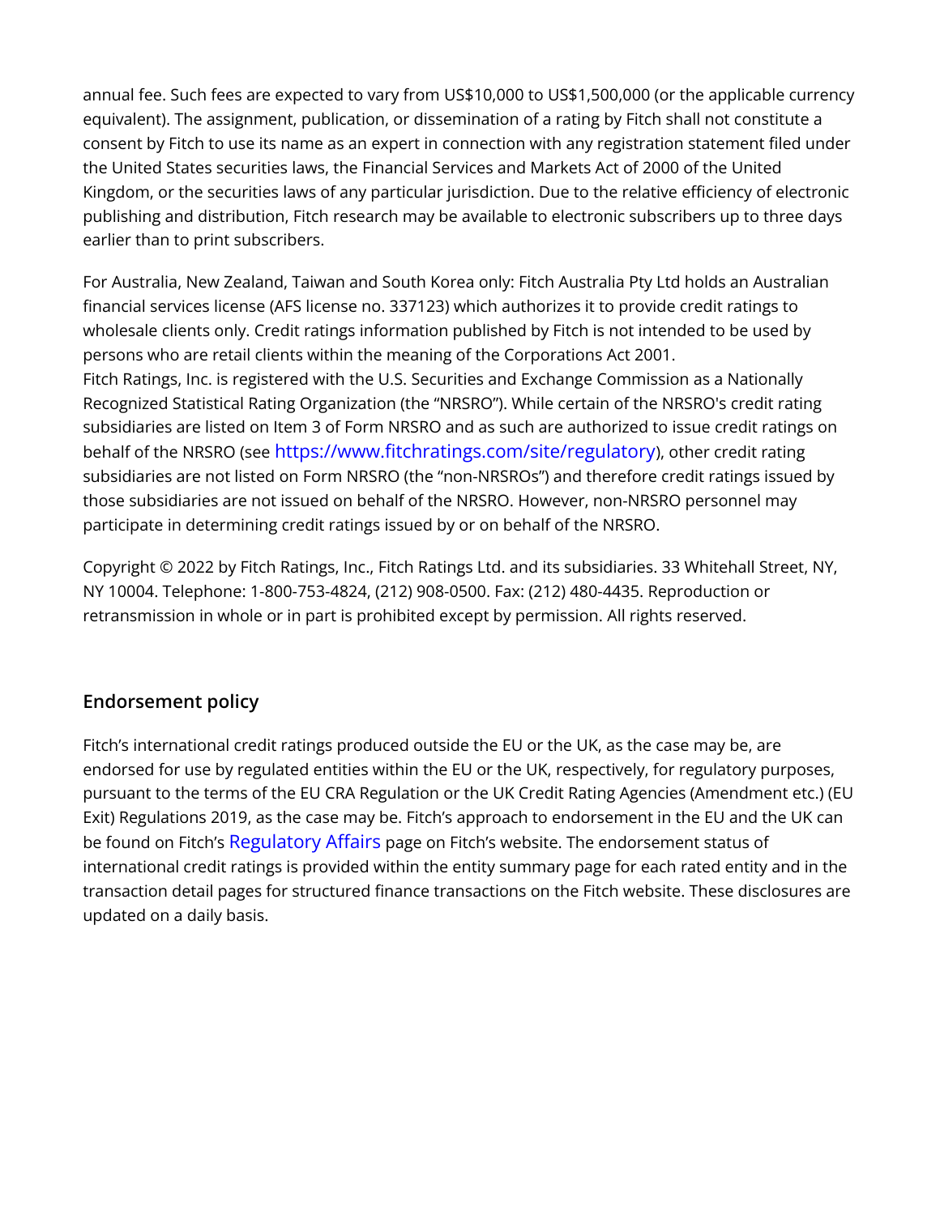annual fee. Such fees are expected to vary from US$10,000 to US$1,500,000 (or the applicable currency equivalent). The assignment, publication, or dissemination of a rating by Fitch shall not constitute a consent by Fitch to use its name as an expert in connection with any registration statement filed under the United States securities laws, the Financial Services and Markets Act of 2000 of the United Kingdom, or the securities laws of any particular jurisdiction. Due to the relative efficiency of electronic publishing and distribution, Fitch research may be available to electronic subscribers up to three days earlier than to print subscribers.

For Australia, New Zealand, Taiwan and South Korea only: Fitch Australia Pty Ltd holds an Australian financial services license (AFS license no. 337123) which authorizes it to provide credit ratings to wholesale clients only. Credit ratings information published by Fitch is not intended to be used by persons who are retail clients within the meaning of the Corporations Act 2001.
Fitch Ratings, Inc. is registered with the U.S. Securities and Exchange Commission as a Nationally Recognized Statistical Rating Organization (the "NRSRO"). While certain of the NRSRO's credit rating subsidiaries are listed on Item 3 of Form NRSRO and as such are authorized to issue credit ratings on behalf of the NRSRO (see https://www.fitchratings.com/site/regulatory), other credit rating subsidiaries are not listed on Form NRSRO (the "non-NRSROs") and therefore credit ratings issued by those subsidiaries are not issued on behalf of the NRSRO. However, non-NRSRO personnel may participate in determining credit ratings issued by or on behalf of the NRSRO.

Copyright © 2022 by Fitch Ratings, Inc., Fitch Ratings Ltd. and its subsidiaries. 33 Whitehall Street, NY, NY 10004. Telephone: 1-800-753-4824, (212) 908-0500. Fax: (212) 480-4435. Reproduction or retransmission in whole or in part is prohibited except by permission. All rights reserved.

## Endorsement policy

Fitch's international credit ratings produced outside the EU or the UK, as the case may be, are endorsed for use by regulated entities within the EU or the UK, respectively, for regulatory purposes, pursuant to the terms of the EU CRA Regulation or the UK Credit Rating Agencies (Amendment etc.) (EU Exit) Regulations 2019, as the case may be. Fitch's approach to endorsement in the EU and the UK can be found on Fitch's Regulatory Affairs page on Fitch's website. The endorsement status of international credit ratings is provided within the entity summary page for each rated entity and in the transaction detail pages for structured finance transactions on the Fitch website. These disclosures are updated on a daily basis.